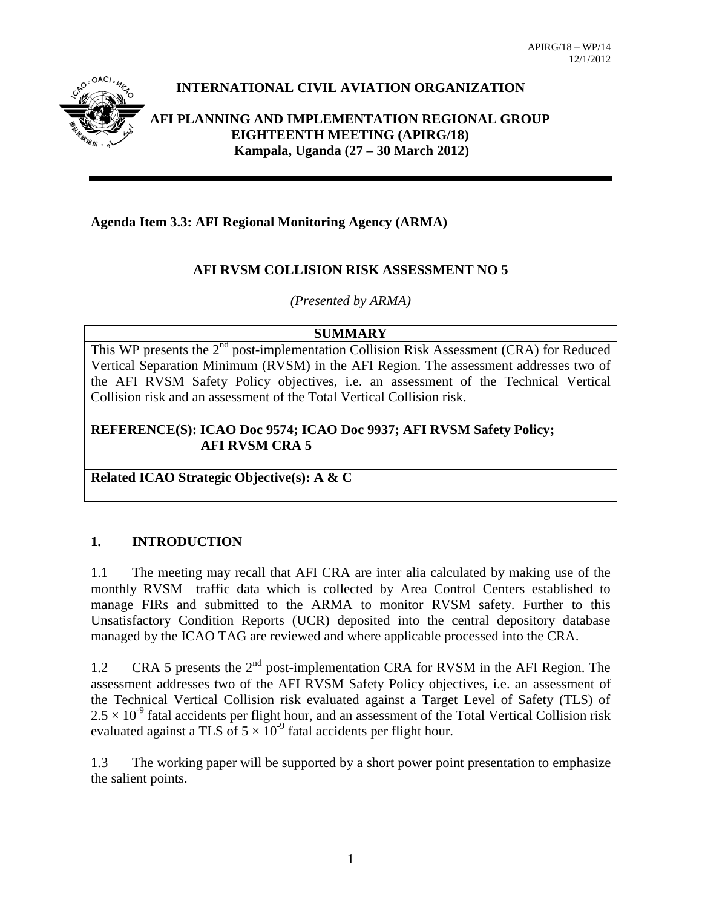APIRG/18 – WP/14
12/1/2012

**INTERNATIONAL CIVIL AVIATION ORGANIZATION**

**AFI PLANNING AND IMPLEMENTATION REGIONAL GROUP EIGHTEENTH MEETING (APIRG/18)**
**Kampala, Uganda (27 – 30 March 2012)**

**Agenda Item 3.3: AFI Regional Monitoring Agency (ARMA)**

**AFI RVSM COLLISION RISK ASSESSMENT NO 5**

*(Presented by ARMA)*

| **SUMMARY** |
| --- |
| This WP presents the 2nd post-implementation Collision Risk Assessment (CRA) for Reduced Vertical Separation Minimum (RVSM) in the AFI Region. The assessment addresses two of the AFI RVSM Safety Policy objectives, i.e. an assessment of the Technical Vertical Collision risk and an assessment of the Total Vertical Collision risk. |
| **REFERENCE(S): ICAO Doc 9574; ICAO Doc 9937; AFI RVSM Safety Policy; AFI RVSM CRA 5** |
| **Related ICAO Strategic Objective(s): A & C** |

## 1. INTRODUCTION

1.1 The meeting may recall that AFI CRA are inter alia calculated by making use of the monthly RVSM traffic data which is collected by Area Control Centers established to manage FIRs and submitted to the ARMA to monitor RVSM safety. Further to this Unsatisfactory Condition Reports (UCR) deposited into the central depository database managed by the ICAO TAG are reviewed and where applicable processed into the CRA.

1.2 CRA 5 presents the 2nd post-implementation CRA for RVSM in the AFI Region. The assessment addresses two of the AFI RVSM Safety Policy objectives, i.e. an assessment of the Technical Vertical Collision risk evaluated against a Target Level of Safety (TLS) of $2.5 \times 10^{-9}$ fatal accidents per flight hour, and an assessment of the Total Vertical Collision risk evaluated against a TLS of $5 \times 10^{-9}$ fatal accidents per flight hour.

1.3 The working paper will be supported by a short power point presentation to emphasize the salient points.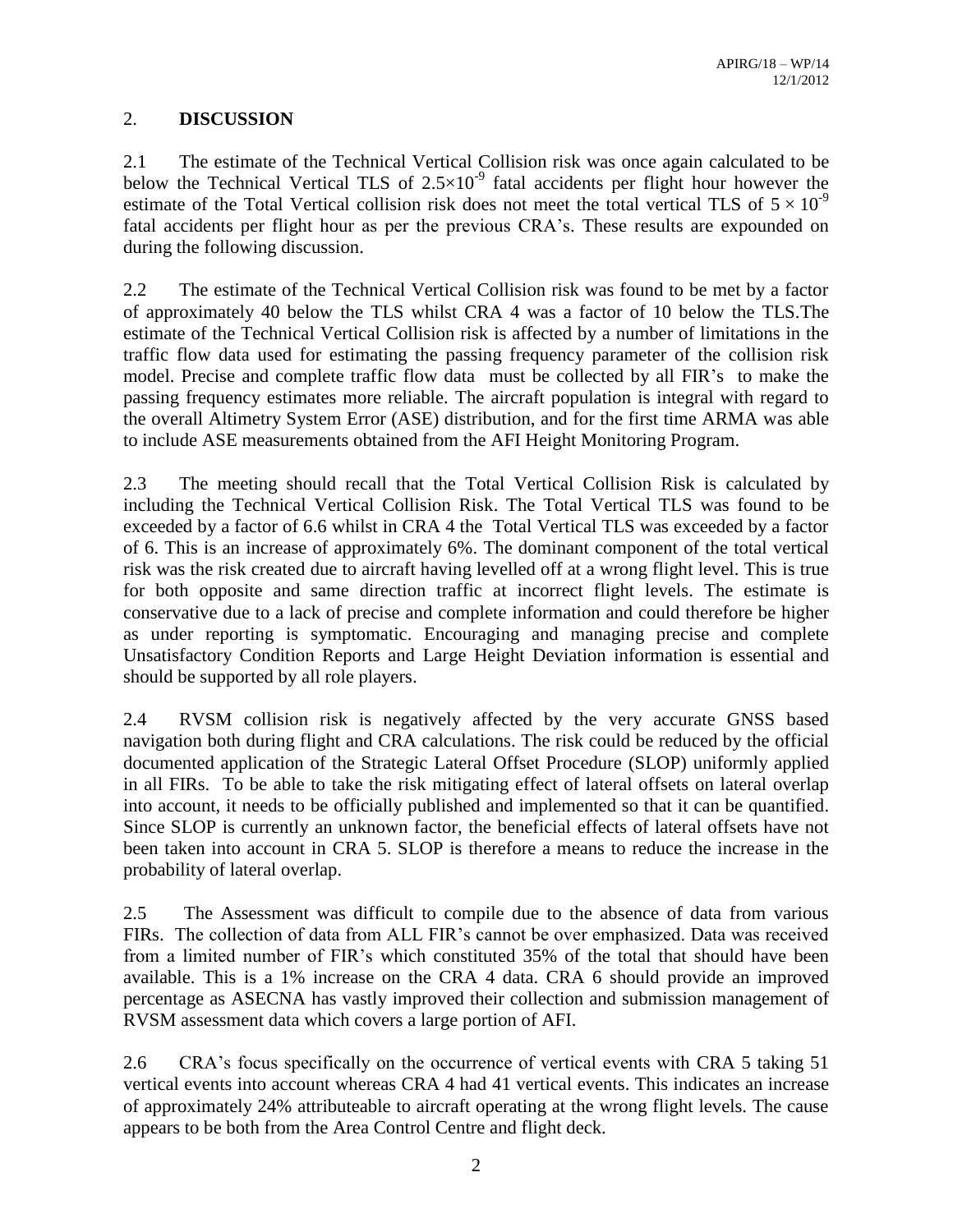## 2. DISCUSSION

2.1 The estimate of the Technical Vertical Collision risk was once again calculated to be below the Technical Vertical TLS of $2.5\times10^{-9}$ fatal accidents per flight hour however the estimate of the Total Vertical collision risk does not meet the total vertical TLS of $5 \times 10^{-9}$ fatal accidents per flight hour as per the previous CRA's. These results are expounded on during the following discussion.

2.2 The estimate of the Technical Vertical Collision risk was found to be met by a factor of approximately 40 below the TLS whilst CRA 4 was a factor of 10 below the TLS.The estimate of the Technical Vertical Collision risk is affected by a number of limitations in the traffic flow data used for estimating the passing frequency parameter of the collision risk model. Precise and complete traffic flow data must be collected by all FIR's to make the passing frequency estimates more reliable. The aircraft population is integral with regard to the overall Altimetry System Error (ASE) distribution, and for the first time ARMA was able to include ASE measurements obtained from the AFI Height Monitoring Program.

2.3 The meeting should recall that the Total Vertical Collision Risk is calculated by including the Technical Vertical Collision Risk. The Total Vertical TLS was found to be exceeded by a factor of 6.6 whilst in CRA 4 the Total Vertical TLS was exceeded by a factor of 6. This is an increase of approximately 6%. The dominant component of the total vertical risk was the risk created due to aircraft having levelled off at a wrong flight level. This is true for both opposite and same direction traffic at incorrect flight levels. The estimate is conservative due to a lack of precise and complete information and could therefore be higher as under reporting is symptomatic. Encouraging and managing precise and complete Unsatisfactory Condition Reports and Large Height Deviation information is essential and should be supported by all role players.

2.4 RVSM collision risk is negatively affected by the very accurate GNSS based navigation both during flight and CRA calculations. The risk could be reduced by the official documented application of the Strategic Lateral Offset Procedure (SLOP) uniformly applied in all FIRs. To be able to take the risk mitigating effect of lateral offsets on lateral overlap into account, it needs to be officially published and implemented so that it can be quantified. Since SLOP is currently an unknown factor, the beneficial effects of lateral offsets have not been taken into account in CRA 5. SLOP is therefore a means to reduce the increase in the probability of lateral overlap.

2.5 The Assessment was difficult to compile due to the absence of data from various FIRs. The collection of data from ALL FIR's cannot be over emphasized. Data was received from a limited number of FIR's which constituted 35% of the total that should have been available. This is a 1% increase on the CRA 4 data. CRA 6 should provide an improved percentage as ASECNA has vastly improved their collection and submission management of RVSM assessment data which covers a large portion of AFI.

2.6 CRA's focus specifically on the occurrence of vertical events with CRA 5 taking 51 vertical events into account whereas CRA 4 had 41 vertical events. This indicates an increase of approximately 24% attributeable to aircraft operating at the wrong flight levels. The cause appears to be both from the Area Control Centre and flight deck.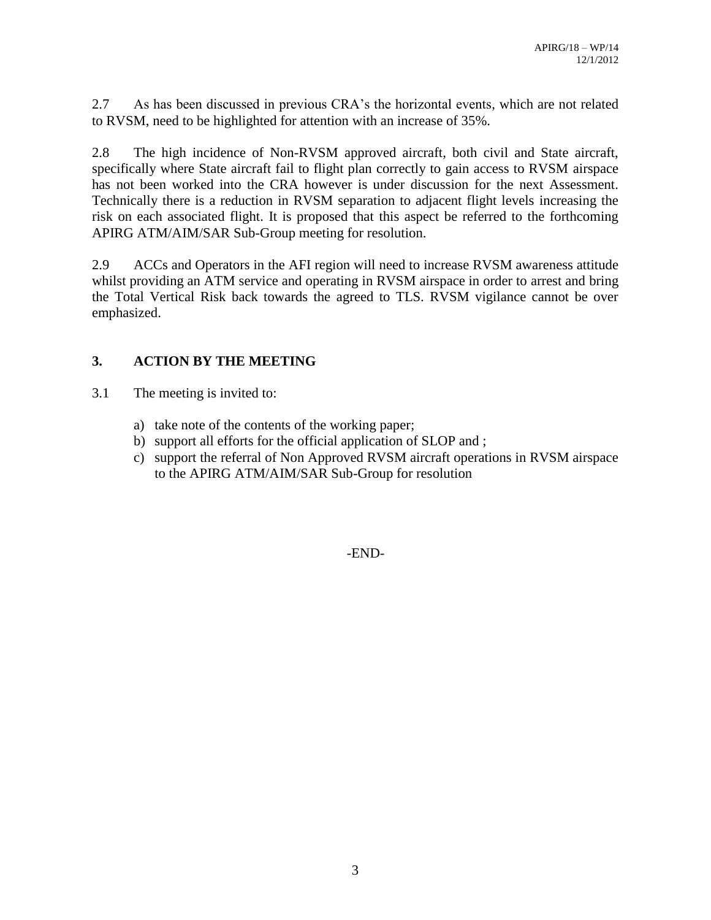2.7 As has been discussed in previous CRA's the horizontal events, which are not related to RVSM, need to be highlighted for attention with an increase of 35%.

2.8 The high incidence of Non-RVSM approved aircraft, both civil and State aircraft, specifically where State aircraft fail to flight plan correctly to gain access to RVSM airspace has not been worked into the CRA however is under discussion for the next Assessment. Technically there is a reduction in RVSM separation to adjacent flight levels increasing the risk on each associated flight. It is proposed that this aspect be referred to the forthcoming APIRG ATM/AIM/SAR Sub-Group meeting for resolution.

2.9 ACCs and Operators in the AFI region will need to increase RVSM awareness attitude whilst providing an ATM service and operating in RVSM airspace in order to arrest and bring the Total Vertical Risk back towards the agreed to TLS. RVSM vigilance cannot be over emphasized.

## 3. ACTION BY THE MEETING

3.1 The meeting is invited to:

a) take note of the contents of the working paper;
b) support all efforts for the official application of SLOP and ;
c) support the referral of Non Approved RVSM aircraft operations in RVSM airspace to the APIRG ATM/AIM/SAR Sub-Group for resolution

-END-